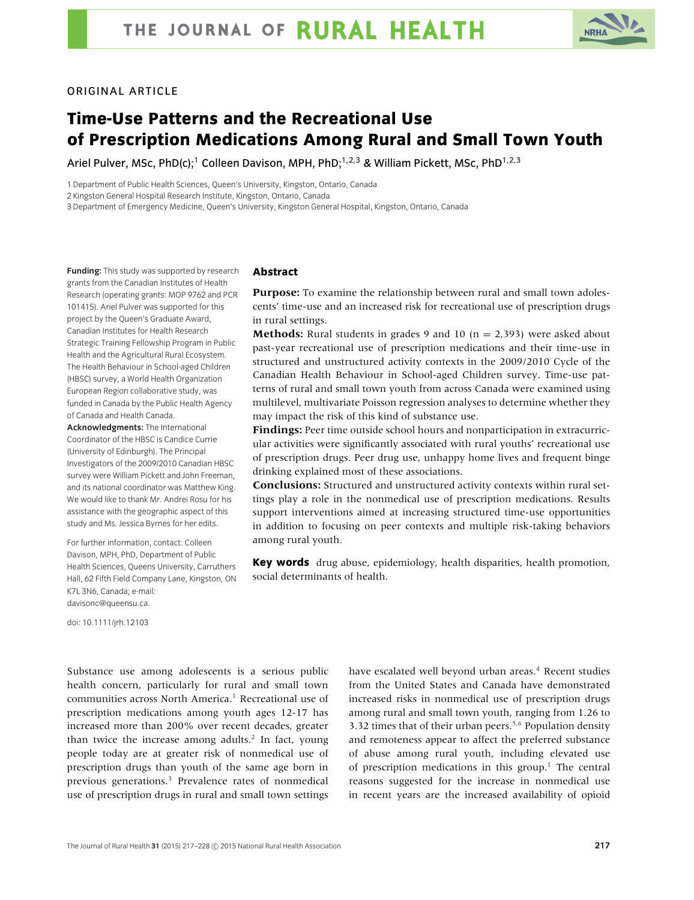ORIGINAL ARTICLE

# Time-Use Patterns and the Recreational Use of Prescription Medications Among Rural and Small Town Youth

Ariel Pulver, MSc, PhD(c);[1] Colleen Davison, MPH, PhD;[1,2,3] & William Pickett, MSc, PhD[1,2,3]

1 Department of Public Health Sciences, Queen's University, Kingston, Ontario, Canada
2 Kingston General Hospital Research Institute, Kingston, Ontario, Canada
3 Department of Emergency Medicine, Queen's University, Kingston General Hospital, Kingston, Ontario, Canada

**Funding:** This study was supported by research grants from the Canadian Institutes of Health Research (operating grants: MOP 9762 and PCR 101415). Ariel Pulver was supported for this project by the Queen's Graduate Award, Canadian Institutes for Health Research Strategic Training Fellowship Program in Public Health and the Agricultural Rural Ecosystem. The Health Behaviour in School-aged Children (HBSC) survey, a World Health Organization European Region collaborative study, was funded in Canada by the Public Health Agency of Canada and Health Canada.

**Acknowledgments:** The International Coordinator of the HBSC is Candice Currie (University of Edinburgh). The Principal Investigators of the 2009/2010 Canadian HBSC survey were William Pickett and John Freeman, and its national coordinator was Matthew King. We would like to thank Mr. Andrei Rosu for his assistance with the geographic aspect of this study and Ms. Jessica Byrnes for her edits.

For further information, contact: Colleen Davison, MPH, PhD, Department of Public Health Sciences, Queens University, Carruthers Hall, 62 Fifth Field Company Lane, Kingston, ON K7L 3N6, Canada; e-mail: davisonc@queensu.ca.

doi: 10.1111/jrh.12103

## Abstract

**Purpose:** To examine the relationship between rural and small town adolescents' time-use and an increased risk for recreational use of prescription drugs in rural settings.

**Methods:** Rural students in grades 9 and 10 (n = 2,393) were asked about past-year recreational use of prescription medications and their time-use in structured and unstructured activity contexts in the 2009/2010 Cycle of the Canadian Health Behaviour in School-aged Children survey. Time-use patterns of rural and small town youth from across Canada were examined using multilevel, multivariate Poisson regression analyses to determine whether they may impact the risk of this kind of substance use.

**Findings:** Peer time outside school hours and nonparticipation in extracurricular activities were significantly associated with rural youths' recreational use of prescription drugs. Peer drug use, unhappy home lives and frequent binge drinking explained most of these associations.

**Conclusions:** Structured and unstructured activity contexts within rural settings play a role in the nonmedical use of prescription medications. Results support interventions aimed at increasing structured time-use opportunities in addition to focusing on peer contexts and multiple risk-taking behaviors among rural youth.

**Key words** drug abuse, epidemiology, health disparities, health promotion, social determinants of health.

Substance use among adolescents is a serious public health concern, particularly for rural and small town communities across North America.[1] Recreational use of prescription medications among youth ages 12-17 has increased more than 200% over recent decades, greater than twice the increase among adults.[2] In fact, young people today are at greater risk of nonmedical use of prescription drugs than youth of the same age born in previous generations.[3] Prevalence rates of nonmedical use of prescription drugs in rural and small town settings have escalated well beyond urban areas.[4] Recent studies from the United States and Canada have demonstrated increased risks in nonmedical use of prescription drugs among rural and small town youth, ranging from 1.26 to 3.32 times that of their urban peers.[5,6] Population density and remoteness appear to affect the preferred substance of abuse among rural youth, including elevated use of prescription medications in this group.[1] The central reasons suggested for the increase in nonmedical use in recent years are the increased availability of opioid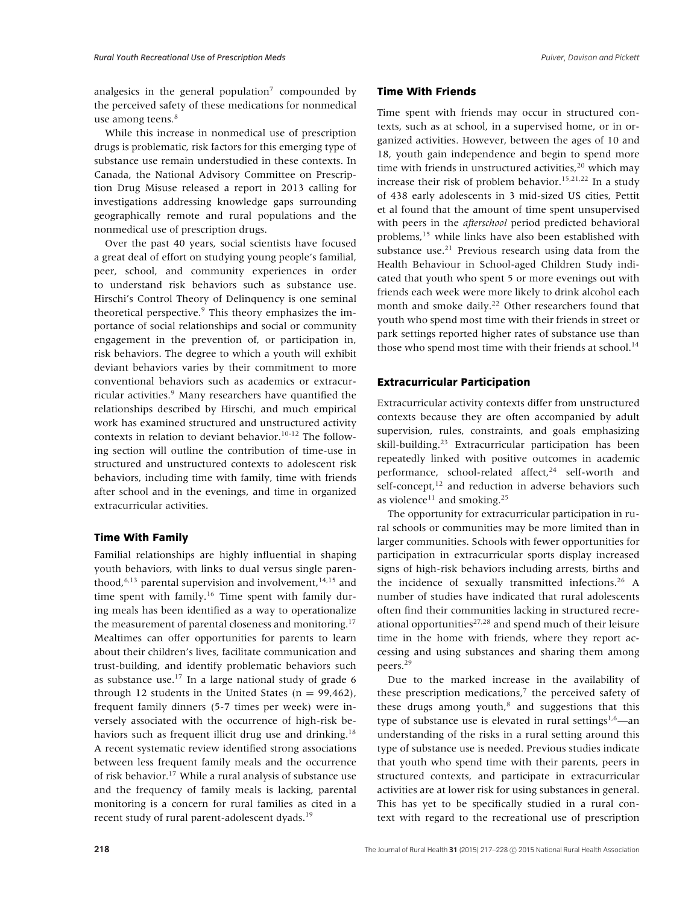analgesics in the general population[7] compounded by the perceived safety of these medications for nonmedical use among teens.[8]

While this increase in nonmedical use of prescription drugs is problematic, risk factors for this emerging type of substance use remain understudied in these contexts. In Canada, the National Advisory Committee on Prescription Drug Misuse released a report in 2013 calling for investigations addressing knowledge gaps surrounding geographically remote and rural populations and the nonmedical use of prescription drugs.

Over the past 40 years, social scientists have focused a great deal of effort on studying young people's familial, peer, school, and community experiences in order to understand risk behaviors such as substance use. Hirschi's Control Theory of Delinquency is one seminal theoretical perspective.[9] This theory emphasizes the importance of social relationships and social or community engagement in the prevention of, or participation in, risk behaviors. The degree to which a youth will exhibit deviant behaviors varies by their commitment to more conventional behaviors such as academics or extracurricular activities.[9] Many researchers have quantified the relationships described by Hirschi, and much empirical work has examined structured and unstructured activity contexts in relation to deviant behavior.[10-12] The following section will outline the contribution of time-use in structured and unstructured contexts to adolescent risk behaviors, including time with family, time with friends after school and in the evenings, and time in organized extracurricular activities.

### Time With Family

Familial relationships are highly influential in shaping youth behaviors, with links to dual versus single parenthood,[6,13] parental supervision and involvement,[14,15] and time spent with family.[16] Time spent with family during meals has been identified as a way to operationalize the measurement of parental closeness and monitoring.[17] Mealtimes can offer opportunities for parents to learn about their children's lives, facilitate communication and trust-building, and identify problematic behaviors such as substance use.[17] In a large national study of grade 6 through 12 students in the United States (n = 99,462), frequent family dinners (5-7 times per week) were inversely associated with the occurrence of high-risk behaviors such as frequent illicit drug use and drinking.[18] A recent systematic review identified strong associations between less frequent family meals and the occurrence of risk behavior.[17] While a rural analysis of substance use and the frequency of family meals is lacking, parental monitoring is a concern for rural families as cited in a recent study of rural parent-adolescent dyads.[19]

### Time With Friends

Time spent with friends may occur in structured contexts, such as at school, in a supervised home, or in organized activities. However, between the ages of 10 and 18, youth gain independence and begin to spend more time with friends in unstructured activities,[20] which may increase their risk of problem behavior.[15,21,22] In a study of 438 early adolescents in 3 mid-sized US cities, Pettit et al found that the amount of time spent unsupervised with peers in the *afterschool* period predicted behavioral problems,[15] while links have also been established with substance use.[21] Previous research using data from the Health Behaviour in School-aged Children Study indicated that youth who spent 5 or more evenings out with friends each week were more likely to drink alcohol each month and smoke daily.[22] Other researchers found that youth who spend most time with their friends in street or park settings reported higher rates of substance use than those who spend most time with their friends at school.[14]

### Extracurricular Participation

Extracurricular activity contexts differ from unstructured contexts because they are often accompanied by adult supervision, rules, constraints, and goals emphasizing skill-building.[23] Extracurricular participation has been repeatedly linked with positive outcomes in academic performance, school-related affect,[24] self-worth and self-concept,[12] and reduction in adverse behaviors such as violence[11] and smoking.[25]

The opportunity for extracurricular participation in rural schools or communities may be more limited than in larger communities. Schools with fewer opportunities for participation in extracurricular sports display increased signs of high-risk behaviors including arrests, births and the incidence of sexually transmitted infections.[26] A number of studies have indicated that rural adolescents often find their communities lacking in structured recreational opportunities[27,28] and spend much of their leisure time in the home with friends, where they report accessing and using substances and sharing them among peers.[29]

Due to the marked increase in the availability of these prescription medications,[7] the perceived safety of these drugs among youth,[8] and suggestions that this type of substance use is elevated in rural settings[1,6]—an understanding of the risks in a rural setting around this type of substance use is needed. Previous studies indicate that youth who spend time with their parents, peers in structured contexts, and participate in extracurricular activities are at lower risk for using substances in general. This has yet to be specifically studied in a rural context with regard to the recreational use of prescription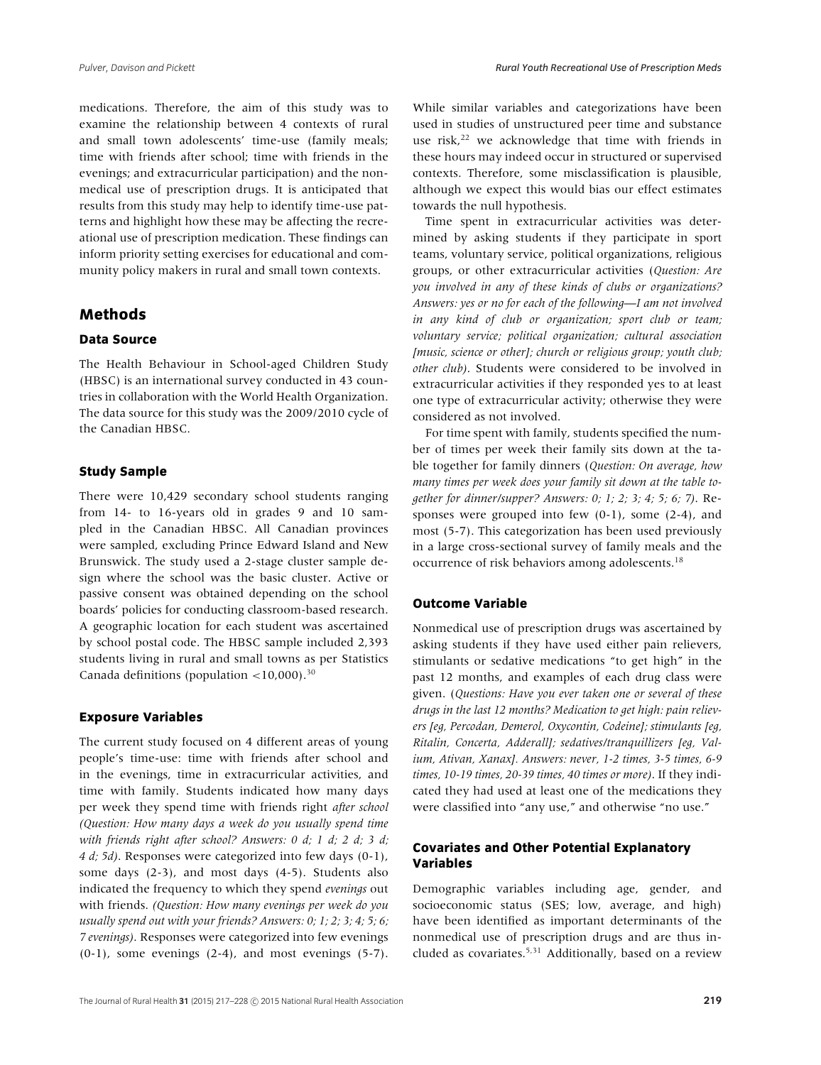medications. Therefore, the aim of this study was to examine the relationship between 4 contexts of rural and small town adolescents' time-use (family meals; time with friends after school; time with friends in the evenings; and extracurricular participation) and the nonmedical use of prescription drugs. It is anticipated that results from this study may help to identify time-use patterns and highlight how these may be affecting the recreational use of prescription medication. These findings can inform priority setting exercises for educational and community policy makers in rural and small town contexts.

## Methods

### Data Source

The Health Behaviour in School-aged Children Study (HBSC) is an international survey conducted in 43 countries in collaboration with the World Health Organization. The data source for this study was the 2009/2010 cycle of the Canadian HBSC.

### Study Sample

There were 10,429 secondary school students ranging from 14- to 16-years old in grades 9 and 10 sampled in the Canadian HBSC. All Canadian provinces were sampled, excluding Prince Edward Island and New Brunswick. The study used a 2-stage cluster sample design where the school was the basic cluster. Active or passive consent was obtained depending on the school boards' policies for conducting classroom-based research. A geographic location for each student was ascertained by school postal code. The HBSC sample included 2,393 students living in rural and small towns as per Statistics Canada definitions (population <10,000).[30]

### Exposure Variables

The current study focused on 4 different areas of young people's time-use: time with friends after school and in the evenings, time in extracurricular activities, and time with family. Students indicated how many days per week they spend time with friends right *after school* *(Question: How many days a week do you usually spend time with friends right after school? Answers: 0 d; 1 d; 2 d; 3 d; 4 d; 5d)*. Responses were categorized into few days (0-1), some days (2-3), and most days (4-5). Students also indicated the frequency to which they spend *evenings* out with friends. *(Question: How many evenings per week do you usually spend out with your friends? Answers: 0; 1; 2; 3; 4; 5; 6; 7 evenings)*. Responses were categorized into few evenings (0-1), some evenings (2-4), and most evenings (5-7). While similar variables and categorizations have been used in studies of unstructured peer time and substance use risk,[22] we acknowledge that time with friends in these hours may indeed occur in structured or supervised contexts. Therefore, some misclassification is plausible, although we expect this would bias our effect estimates towards the null hypothesis.

Time spent in extracurricular activities was determined by asking students if they participate in sport teams, voluntary service, political organizations, religious groups, or other extracurricular activities (*Question: Are you involved in any of these kinds of clubs or organizations? Answers: yes or no for each of the following—I am not involved in any kind of club or organization; sport club or team; voluntary service; political organization; cultural association [music, science or other]; church or religious group; youth club; other club*). Students were considered to be involved in extracurricular activities if they responded yes to at least one type of extracurricular activity; otherwise they were considered as not involved.

For time spent with family, students specified the number of times per week their family sits down at the table together for family dinners (*Question: On average, how many times per week does your family sit down at the table together for dinner/supper? Answers: 0; 1; 2; 3; 4; 5; 6; 7*). Responses were grouped into few (0-1), some (2-4), and most (5-7). This categorization has been used previously in a large cross-sectional survey of family meals and the occurrence of risk behaviors among adolescents.[18]

### Outcome Variable

Nonmedical use of prescription drugs was ascertained by asking students if they have used either pain relievers, stimulants or sedative medications "to get high" in the past 12 months, and examples of each drug class were given. (*Questions: Have you ever taken one or several of these drugs in the last 12 months? Medication to get high: pain relievers [eg, Percodan, Demerol, Oxycontin, Codeine]; stimulants [eg, Ritalin, Concerta, Adderall]; sedatives/tranquillizers [eg, Valium, Ativan, Xanax]. Answers: never, 1-2 times, 3-5 times, 6-9 times, 10-19 times, 20-39 times, 40 times or more*). If they indicated they had used at least one of the medications they were classified into "any use," and otherwise "no use."

### Covariates and Other Potential Explanatory Variables

Demographic variables including age, gender, and socioeconomic status (SES; low, average, and high) have been identified as important determinants of the nonmedical use of prescription drugs and are thus included as covariates.[5,31] Additionally, based on a review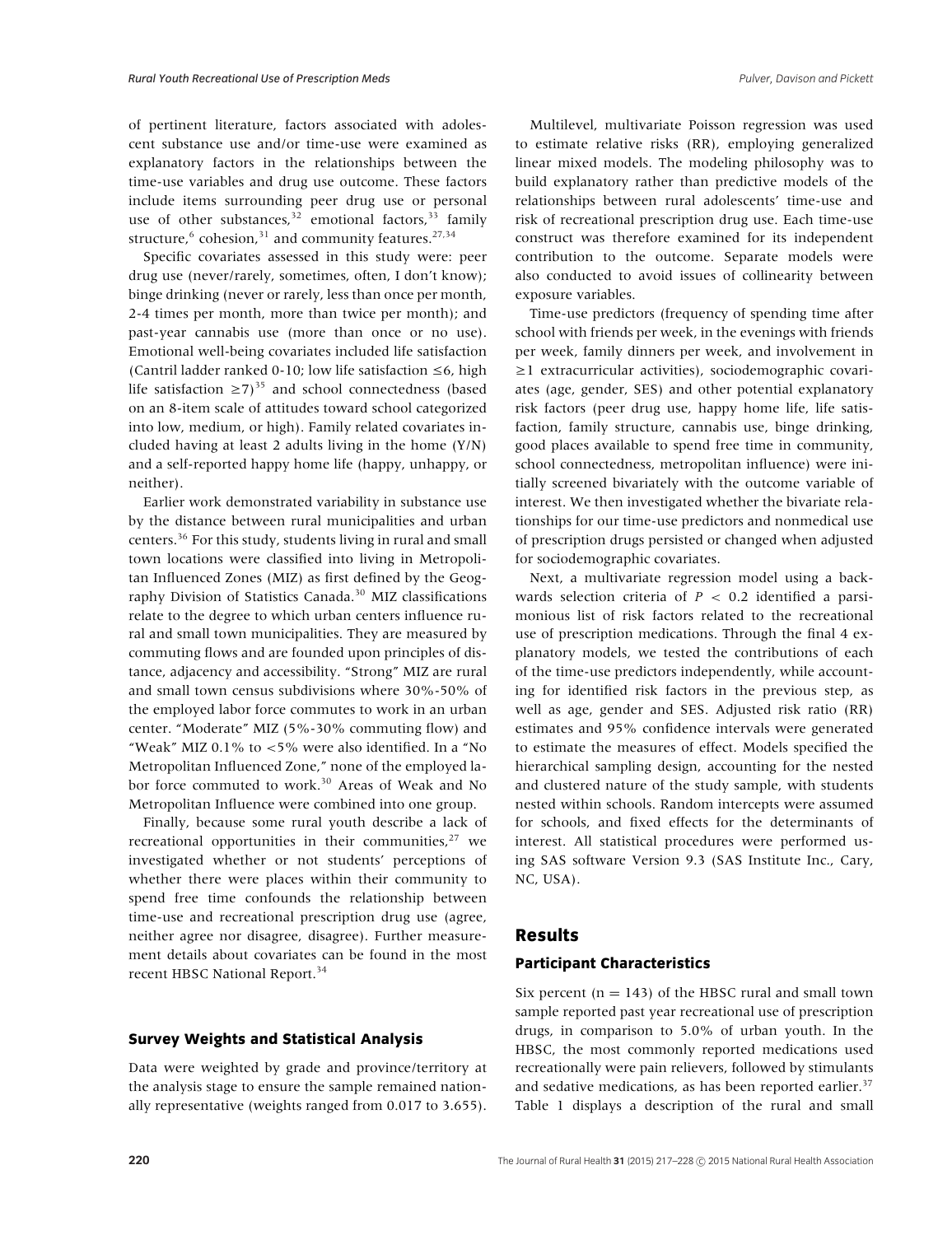of pertinent literature, factors associated with adolescent substance use and/or time-use were examined as explanatory factors in the relationships between the time-use variables and drug use outcome. These factors include items surrounding peer drug use or personal use of other substances,[32] emotional factors,[33] family structure,[6] cohesion,[31] and community features.[27,34]

Specific covariates assessed in this study were: peer drug use (never/rarely, sometimes, often, I don't know); binge drinking (never or rarely, less than once per month, 2-4 times per month, more than twice per month); and past-year cannabis use (more than once or no use). Emotional well-being covariates included life satisfaction (Cantril ladder ranked 0-10; low life satisfaction $\leq$6, high life satisfaction $\geq$7)[35] and school connectedness (based on an 8-item scale of attitudes toward school categorized into low, medium, or high). Family related covariates included having at least 2 adults living in the home (Y/N) and a self-reported happy home life (happy, unhappy, or neither).

Earlier work demonstrated variability in substance use by the distance between rural municipalities and urban centers.[36] For this study, students living in rural and small town locations were classified into living in Metropolitan Influenced Zones (MIZ) as first defined by the Geography Division of Statistics Canada.[30] MIZ classifications relate to the degree to which urban centers influence rural and small town municipalities. They are measured by commuting flows and are founded upon principles of distance, adjacency and accessibility. "Strong" MIZ are rural and small town census subdivisions where 30%-50% of the employed labor force commutes to work in an urban center. "Moderate" MIZ (5%-30% commuting flow) and "Weak" MIZ 0.1% to <5% were also identified. In a "No Metropolitan Influenced Zone," none of the employed labor force commuted to work.[30] Areas of Weak and No Metropolitan Influence were combined into one group.

Finally, because some rural youth describe a lack of recreational opportunities in their communities,[27] we investigated whether or not students' perceptions of whether there were places within their community to spend free time confounds the relationship between time-use and recreational prescription drug use (agree, neither agree nor disagree, disagree). Further measurement details about covariates can be found in the most recent HBSC National Report.[34]

### Survey Weights and Statistical Analysis

Data were weighted by grade and province/territory at the analysis stage to ensure the sample remained nationally representative (weights ranged from 0.017 to 3.655).

Multilevel, multivariate Poisson regression was used to estimate relative risks (RR), employing generalized linear mixed models. The modeling philosophy was to build explanatory rather than predictive models of the relationships between rural adolescents' time-use and risk of recreational prescription drug use. Each time-use construct was therefore examined for its independent contribution to the outcome. Separate models were also conducted to avoid issues of collinearity between exposure variables.

Time-use predictors (frequency of spending time after school with friends per week, in the evenings with friends per week, family dinners per week, and involvement in $\geq$1 extracurricular activities), sociodemographic covariates (age, gender, SES) and other potential explanatory risk factors (peer drug use, happy home life, life satisfaction, family structure, cannabis use, binge drinking, good places available to spend free time in community, school connectedness, metropolitan influence) were initially screened bivariately with the outcome variable of interest. We then investigated whether the bivariate relationships for our time-use predictors and nonmedical use of prescription drugs persisted or changed when adjusted for sociodemographic covariates.

Next, a multivariate regression model using a backwards selection criteria of $P < 0.2$ identified a parsimonious list of risk factors related to the recreational use of prescription medications. Through the final 4 explanatory models, we tested the contributions of each of the time-use predictors independently, while accounting for identified risk factors in the previous step, as well as age, gender and SES. Adjusted risk ratio (RR) estimates and 95% confidence intervals were generated to estimate the measures of effect. Models specified the hierarchical sampling design, accounting for the nested and clustered nature of the study sample, with students nested within schools. Random intercepts were assumed for schools, and fixed effects for the determinants of interest. All statistical procedures were performed using SAS software Version 9.3 (SAS Institute Inc., Cary, NC, USA).

## Results

### Participant Characteristics

Six percent (n = 143) of the HBSC rural and small town sample reported past year recreational use of prescription drugs, in comparison to 5.0% of urban youth. In the HBSC, the most commonly reported medications used recreationally were pain relievers, followed by stimulants and sedative medications, as has been reported earlier.[37] Table 1 displays a description of the rural and small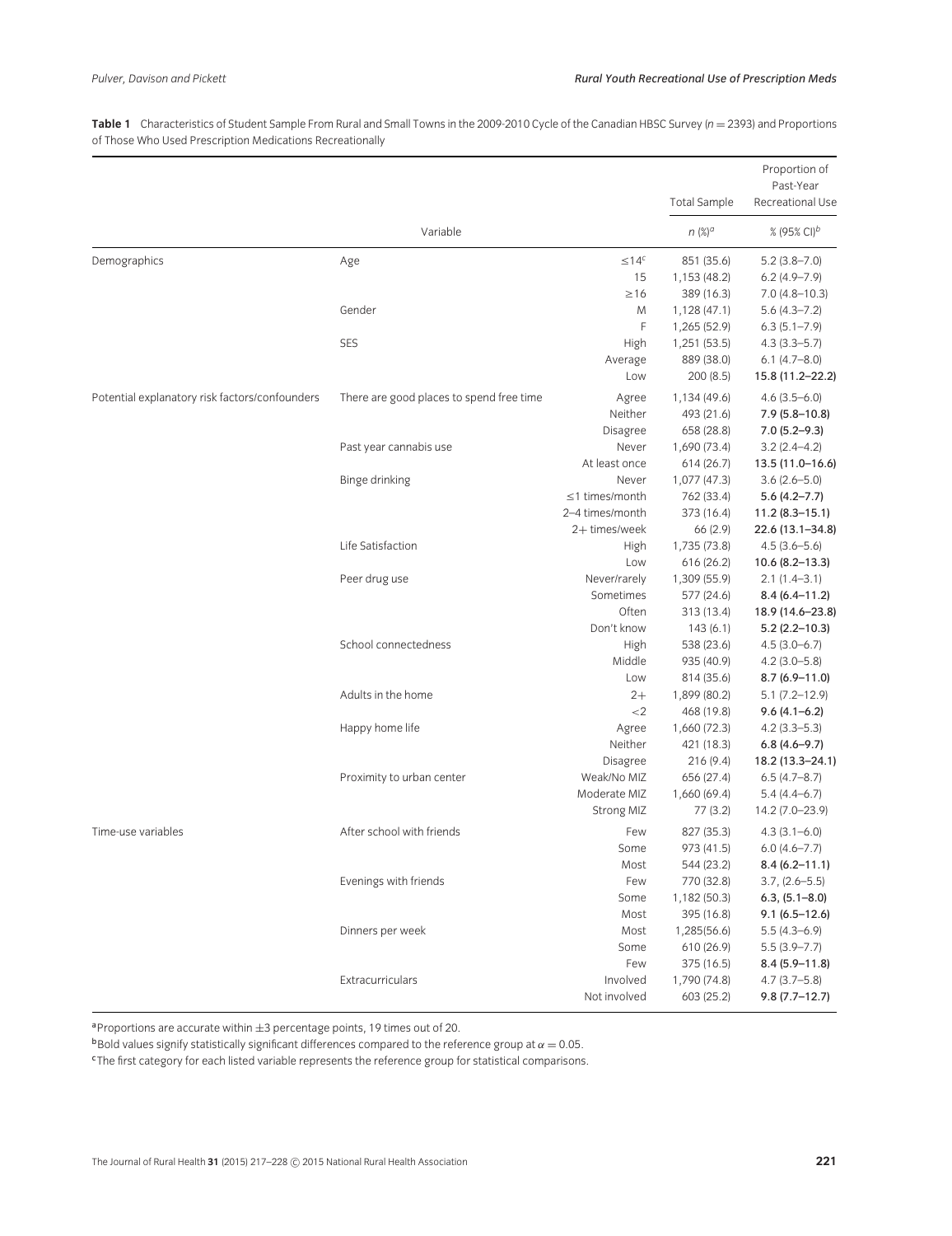**Table 1** Characteristics of Student Sample From Rural and Small Towns in the 2009-2010 Cycle of the Canadian HBSC Survey ($n = 2393$) and Proportions of Those Who Used Prescription Medications Recreationally

| Variable | | | Total Sample | Proportion of Past-Year Recreational Use |
|---|---|---|---|---|
| | | | n (%)[a] | % (95% CI)[b] |
| Demographics | Age | ≤14[c] | 851 (35.6) | 5.2 (3.8–7.0) |
| | | 15 | 1,153 (48.2) | 6.2 (4.9–7.9) |
| | | ≥16 | 389 (16.3) | 7.0 (4.8–10.3) |
| | Gender | M | 1,128 (47.1) | 5.6 (4.3–7.2) |
| | | F | 1,265 (52.9) | 6.3 (5.1–7.9) |
| | SES | High | 1,251 (53.5) | 4.3 (3.3–5.7) |
| | | Average | 889 (38.0) | 6.1 (4.7–8.0) |
| | | Low | 200 (8.5) | **15.8 (11.2–22.2)** |
| Potential explanatory risk factors/confounders | There are good places to spend free time | Agree | 1,134 (49.6) | 4.6 (3.5–6.0) |
| | | Neither | 493 (21.6) | **7.9 (5.8–10.8)** |
| | | Disagree | 658 (28.8) | **7.0 (5.2–9.3)** |
| | Past year cannabis use | Never | 1,690 (73.4) | 3.2 (2.4–4.2) |
| | | At least once | 614 (26.7) | **13.5 (11.0–16.6)** |
| | Binge drinking | Never | 1,077 (47.3) | 3.6 (2.6–5.0) |
| | | ≤1 times/month | 762 (33.4) | **5.6 (4.2–7.7)** |
| | | 2–4 times/month | 373 (16.4) | **11.2 (8.3–15.1)** |
| | | 2+ times/week | 66 (2.9) | **22.6 (13.1–34.8)** |
| | Life Satisfaction | High | 1,735 (73.8) | 4.5 (3.6–5.6) |
| | | Low | 616 (26.2) | **10.6 (8.2–13.3)** |
| | Peer drug use | Never/rarely | 1,309 (55.9) | 2.1 (1.4–3.1) |
| | | Sometimes | 577 (24.6) | **8.4 (6.4–11.2)** |
| | | Often | 313 (13.4) | **18.9 (14.6–23.8)** |
| | | Don't know | 143 (6.1) | **5.2 (2.2–10.3)** |
| | School connectedness | High | 538 (23.6) | 4.5 (3.0–6.7) |
| | | Middle | 935 (40.9) | 4.2 (3.0–5.8) |
| | | Low | 814 (35.6) | **8.7 (6.9–11.0)** |
| | Adults in the home | 2+ | 1,899 (80.2) | 5.1 (7.2–12.9) |
| | | <2 | 468 (19.8) | **9.6 (4.1–6.2)** |
| | Happy home life | Agree | 1,660 (72.3) | 4.2 (3.3–5.3) |
| | | Neither | 421 (18.3) | **6.8 (4.6–9.7)** |
| | | Disagree | 216 (9.4) | **18.2 (13.3–24.1)** |
| | Proximity to urban center | Weak/No MIZ | 656 (27.4) | 6.5 (4.7–8.7) |
| | | Moderate MIZ | 1,660 (69.4) | 5.4 (4.4–6.7) |
| | | Strong MIZ | 77 (3.2) | 14.2 (7.0–23.9) |
| Time-use variables | After school with friends | Few | 827 (35.3) | 4.3 (3.1–6.0) |
| | | Some | 973 (41.5) | 6.0 (4.6–7.7) |
| | | Most | 544 (23.2) | **8.4 (6.2–11.1)** |
| | Evenings with friends | Few | 770 (32.8) | 3.7, (2.6–5.5) |
| | | Some | 1,182 (50.3) | **6.3, (5.1–8.0)** |
| | | Most | 395 (16.8) | **9.1 (6.5–12.6)** |
| | Dinners per week | Most | 1,285(56.6) | 5.5 (4.3–6.9) |
| | | Some | 610 (26.9) | 5.5 (3.9–7.7) |
| | | Few | 375 (16.5) | **8.4 (5.9–11.8)** |
| | Extracurriculars | Involved | 1,790 (74.8) | 4.7 (3.7–5.8) |
| | | Not involved | 603 (25.2) | **9.8 (7.7–12.7)** |

[a]Proportions are accurate within ±3 percentage points, 19 times out of 20.

[b]Bold values signify statistically significant differences compared to the reference group at $\alpha = 0.05$.

[c]The first category for each listed variable represents the reference group for statistical comparisons.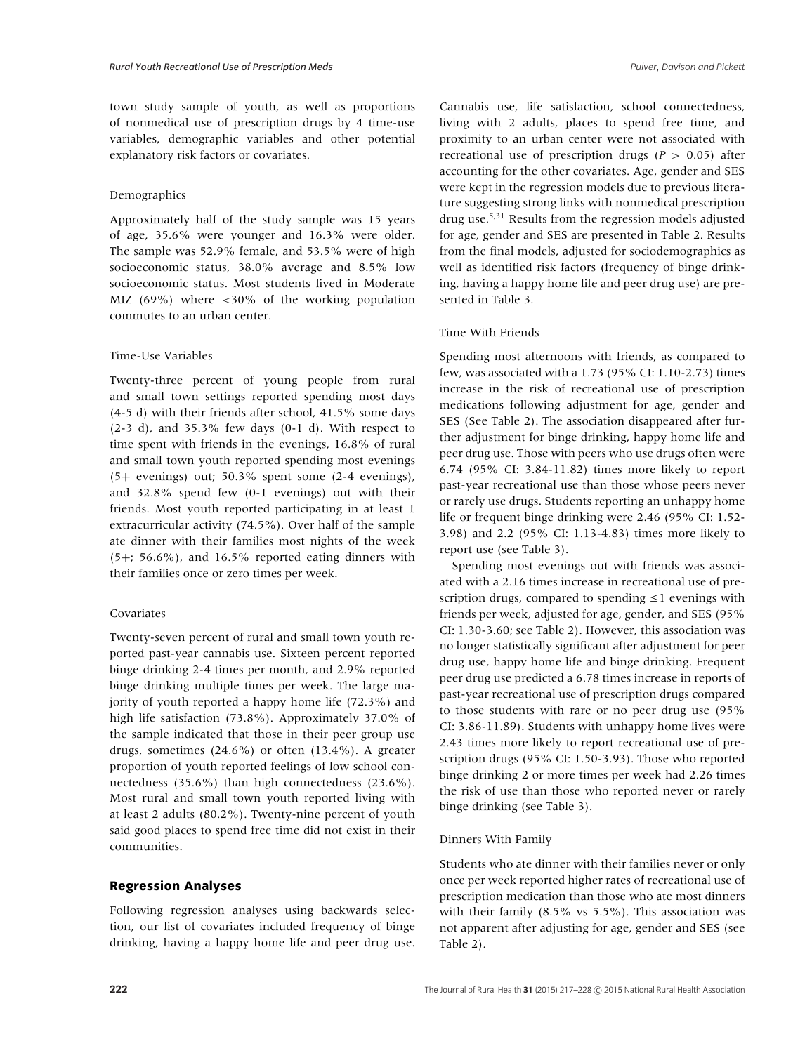town study sample of youth, as well as proportions of nonmedical use of prescription drugs by 4 time-use variables, demographic variables and other potential explanatory risk factors or covariates.

### Demographics

Approximately half of the study sample was 15 years of age, 35.6% were younger and 16.3% were older. The sample was 52.9% female, and 53.5% were of high socioeconomic status, 38.0% average and 8.5% low socioeconomic status. Most students lived in Moderate MIZ (69%) where <30% of the working population commutes to an urban center.

### Time-Use Variables

Twenty-three percent of young people from rural and small town settings reported spending most days (4-5 d) with their friends after school, 41.5% some days (2-3 d), and 35.3% few days (0-1 d). With respect to time spent with friends in the evenings, 16.8% of rural and small town youth reported spending most evenings (5+ evenings) out; 50.3% spent some (2-4 evenings), and 32.8% spend few (0-1 evenings) out with their friends. Most youth reported participating in at least 1 extracurricular activity (74.5%). Over half of the sample ate dinner with their families most nights of the week (5+; 56.6%), and 16.5% reported eating dinners with their families once or zero times per week.

### Covariates

Twenty-seven percent of rural and small town youth reported past-year cannabis use. Sixteen percent reported binge drinking 2-4 times per month, and 2.9% reported binge drinking multiple times per week. The large majority of youth reported a happy home life (72.3%) and high life satisfaction (73.8%). Approximately 37.0% of the sample indicated that those in their peer group use drugs, sometimes (24.6%) or often (13.4%). A greater proportion of youth reported feelings of low school connectedness (35.6%) than high connectedness (23.6%). Most rural and small town youth reported living with at least 2 adults (80.2%). Twenty-nine percent of youth said good places to spend free time did not exist in their communities.

## Regression Analyses

Following regression analyses using backwards selection, our list of covariates included frequency of binge drinking, having a happy home life and peer drug use. Cannabis use, life satisfaction, school connectedness, living with 2 adults, places to spend free time, and proximity to an urban center were not associated with recreational use of prescription drugs ($P > 0.05$) after accounting for the other covariates. Age, gender and SES were kept in the regression models due to previous literature suggesting strong links with nonmedical prescription drug use.[5,31] Results from the regression models adjusted for age, gender and SES are presented in Table 2. Results from the final models, adjusted for sociodemographics as well as identified risk factors (frequency of binge drinking, having a happy home life and peer drug use) are presented in Table 3.

### Time With Friends

Spending most afternoons with friends, as compared to few, was associated with a 1.73 (95% CI: 1.10-2.73) times increase in the risk of recreational use of prescription medications following adjustment for age, gender and SES (See Table 2). The association disappeared after further adjustment for binge drinking, happy home life and peer drug use. Those with peers who use drugs often were 6.74 (95% CI: 3.84-11.82) times more likely to report past-year recreational use than those whose peers never or rarely use drugs. Students reporting an unhappy home life or frequent binge drinking were 2.46 (95% CI: 1.52-3.98) and 2.2 (95% CI: 1.13-4.83) times more likely to report use (see Table 3).

Spending most evenings out with friends was associated with a 2.16 times increase in recreational use of prescription drugs, compared to spending ≤1 evenings with friends per week, adjusted for age, gender, and SES (95% CI: 1.30-3.60; see Table 2). However, this association was no longer statistically significant after adjustment for peer drug use, happy home life and binge drinking. Frequent peer drug use predicted a 6.78 times increase in reports of past-year recreational use of prescription drugs compared to those students with rare or no peer drug use (95% CI: 3.86-11.89). Students with unhappy home lives were 2.43 times more likely to report recreational use of prescription drugs (95% CI: 1.50-3.93). Those who reported binge drinking 2 or more times per week had 2.26 times the risk of use than those who reported never or rarely binge drinking (see Table 3).

### Dinners With Family

Students who ate dinner with their families never or only once per week reported higher rates of recreational use of prescription medication than those who ate most dinners with their family (8.5% vs 5.5%). This association was not apparent after adjusting for age, gender and SES (see Table 2).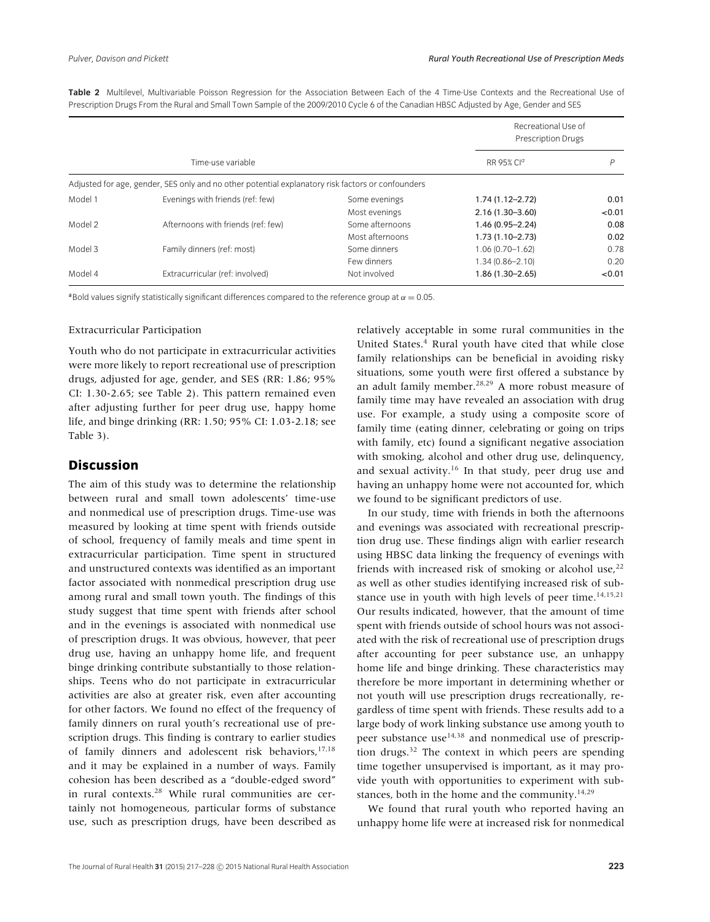**Table 2** Multilevel, Multivariable Poisson Regression for the Association Between Each of the 4 Time-Use Contexts and the Recreational Use of Prescription Drugs From the Rural and Small Town Sample of the 2009/2010 Cycle 6 of the Canadian HBSC Adjusted by Age, Gender and SES

| | | | Recreational Use of Prescription Drugs | |
|---|---|---|---|---|
| | Time-use variable | | RR 95% CI[a] | P |
| Adjusted for age, gender, SES only and no other potential explanatory risk factors or confounders | | | | |
| Model 1 | Evenings with friends (ref: few) | Some evenings | **1.74 (1.12–2.72)** | **0.01** |
| | | Most evenings | **2.16 (1.30–3.60)** | **<0.01** |
| Model 2 | Afternoons with friends (ref: few) | Some afternoons | 1.46 (0.95–2.24) | 0.08 |
| | | Most afternoons | **1.73 (1.10–2.73)** | **0.02** |
| Model 3 | Family dinners (ref: most) | Some dinners | 1.06 (0.70–1.62) | 0.78 |
| | | Few dinners | 1.34 (0.86–2.10) | 0.20 |
| Model 4 | Extracurricular (ref: involved) | Not involved | **1.86 (1.30–2.65)** | **<0.01** |

[a]Bold values signify statistically significant differences compared to the reference group at $\alpha = 0.05$.

Extracurricular Participation

Youth who do not participate in extracurricular activities were more likely to report recreational use of prescription drugs, adjusted for age, gender, and SES (RR: 1.86; 95% CI: 1.30-2.65; see Table 2). This pattern remained even after adjusting further for peer drug use, happy home life, and binge drinking (RR: 1.50; 95% CI: 1.03-2.18; see Table 3).

## Discussion

The aim of this study was to determine the relationship between rural and small town adolescents' time-use and nonmedical use of prescription drugs. Time-use was measured by looking at time spent with friends outside of school, frequency of family meals and time spent in extracurricular participation. Time spent in structured and unstructured contexts was identified as an important factor associated with nonmedical prescription drug use among rural and small town youth. The findings of this study suggest that time spent with friends after school and in the evenings is associated with nonmedical use of prescription drugs. It was obvious, however, that peer drug use, having an unhappy home life, and frequent binge drinking contribute substantially to those relationships. Teens who do not participate in extracurricular activities are also at greater risk, even after accounting for other factors. We found no effect of the frequency of family dinners on rural youth's recreational use of prescription drugs. This finding is contrary to earlier studies of family dinners and adolescent risk behaviors,[17,18] and it may be explained in a number of ways. Family cohesion has been described as a "double-edged sword" in rural contexts.[28] While rural communities are certainly not homogeneous, particular forms of substance use, such as prescription drugs, have been described as relatively acceptable in some rural communities in the United States.[4] Rural youth have cited that while close family relationships can be beneficial in avoiding risky situations, some youth were first offered a substance by an adult family member.[28,29] A more robust measure of family time may have revealed an association with drug use. For example, a study using a composite score of family time (eating dinner, celebrating or going on trips with family, etc) found a significant negative association with smoking, alcohol and other drug use, delinquency, and sexual activity.[16] In that study, peer drug use and having an unhappy home were not accounted for, which we found to be significant predictors of use.

In our study, time with friends in both the afternoons and evenings was associated with recreational prescription drug use. These findings align with earlier research using HBSC data linking the frequency of evenings with friends with increased risk of smoking or alcohol use,[22] as well as other studies identifying increased risk of substance use in youth with high levels of peer time.[14,15,21] Our results indicated, however, that the amount of time spent with friends outside of school hours was not associated with the risk of recreational use of prescription drugs after accounting for peer substance use, an unhappy home life and binge drinking. These characteristics may therefore be more important in determining whether or not youth will use prescription drugs recreationally, regardless of time spent with friends. These results add to a large body of work linking substance use among youth to peer substance use[14,38] and nonmedical use of prescription drugs.[32] The context in which peers are spending time together unsupervised is important, as it may provide youth with opportunities to experiment with substances, both in the home and the community.[14,29]

We found that rural youth who reported having an unhappy home life were at increased risk for nonmedical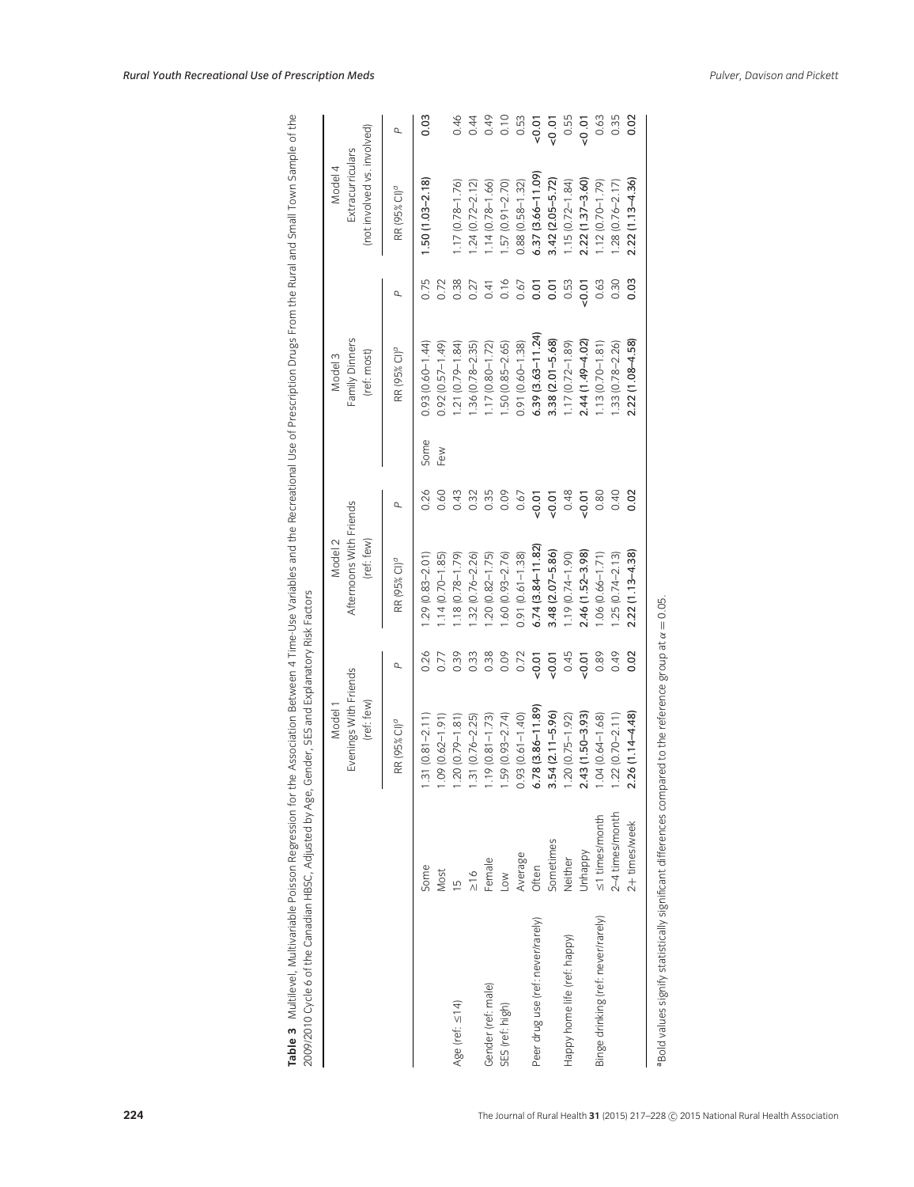**Table 3** Multilevel, Multivariable Poisson Regression for the Association Between 4 Time-Use Variables and the Recreational Use of Prescription Drugs From the Rural and Small Town Sample of the 2009/2010 Cycle 6 of the Canadian HBSC, Adjusted by Age, Gender, SES and Explanatory Risk Factors

| | | Model 1 Evenings With Friends (ref: few) | | Model 2 Afternoons With Friends (ref: few) | | | Model 3 Family Dinners (ref: most) | | Model 4 Extracurriculars (not involved vs. involved) | |
|---|---|---|---|---|---|---|---|---|---|---|
| | | RR (95% CI)[a] | P | RR (95% CI)[a] | P | | RR (95% CI)[a] | P | RR (95% CI)[a] | P |
| | Some | 1.31 (0.81–2.11) | 0.26 | 1.29 (0.83–2.01) | 0.26 | Some | 0.93 (0.60–1.44) | 0.75 | **1.50 (1.03–2.18)** | **0.03** |
| | Most | 1.09 (0.62–1.91) | 0.77 | 1.14 (0.70–1.85) | 0.60 | Few | 0.92 (0.57–1.49) | 0.72 | | |
| Age (ref: ≤14) | 15 | 1.20 (0.79–1.81) | 0.39 | 1.18 (0.78–1.79) | 0.43 | | 1.21 (0.79–1.84) | 0.38 | 1.17 (0.78–1.76) | 0.46 |
| | ≥16 | 1.31 (0.76–2.25) | 0.33 | 1.32 (0.76–2.26) | 0.32 | | 1.36 (0.78–2.35) | 0.27 | 1.24 (0.72–2.12) | 0.44 |
| Gender (ref: male) | Female | 1.19 (0.81–1.73) | 0.38 | 1.20 (0.82–1.75) | 0.35 | | 1.17 (0.80–1.72) | 0.41 | 1.14 (0.78–1.66) | 0.49 |
| SES (ref: high) | Low | 1.59 (0.93–2.74) | 0.09 | 1.60 (0.93–2.76) | 0.09 | | 1.50 (0.85–2.65) | 0.16 | 1.57 (0.91–2.70) | 0.10 |
| | Average | 0.93 (0.61–1.40) | 0.72 | 0.91 (0.61–1.38) | 0.67 | | 0.91 (0.60–1.38) | 0.67 | 0.88 (0.58–1.32) | 0.53 |
| Peer drug use (ref: never/rarely) | Often | **6.78 (3.86–11.89)** | **<0.01** | **6.74 (3.84–11.82)** | **<0.01** | | **6.39 (3.63–11.24)** | **0.01** | **6.37 (3.66–11.09)** | **<0.01** |
| | Sometimes | **3.54 (2.11–5.96)** | **<0.01** | **3.48 (2.07–5.86)** | **<0.01** | | **3.38 (2.01–5.68)** | **0.01** | **3.42 (2.05–5.72)** | **<0.01** |
| Happy home life (ref: happy) | Neither | 1.20 (0.75–1.92) | 0.45 | 1.19 (0.74–1.90) | 0.48 | | 1.17 (0.72–1.89) | 0.53 | 1.15 (0.72–1.84) | 0.55 |
| | Unhappy | **2.43 (1.50–3.93)** | **<0.01** | **2.46 (1.52–3.98)** | **<0.01** | | **2.44 (1.49–4.02)** | **<0.01** | **2.22 (1.37–3.60)** | **<0.01** |
| Binge drinking (ref: never/rarely) | ≤1 times/month | 1.04 (0.64–1.68) | 0.89 | 1.06 (0.66–1.71) | 0.80 | | 1.13 (0.70–1.81) | 0.63 | 1.12 (0.70–1.79) | 0.63 |
| | 2–4 times/month | 1.22 (0.70–2.11) | 0.49 | 1.25 (0.74–2.13) | 0.40 | | 1.33 (0.78–2.26) | 0.30 | 1.28 (0.76–2.17) | 0.35 |
| | 2+ times/week | **2.26 (1.14–4.48)** | **0.02** | **2.22 (1.13–4.38)** | **0.02** | | **2.22 (1.08–4.58)** | **0.03** | **2.22 (1.13–4.36)** | **0.02** |

[a]Bold values signify statistically significant differences compared to the reference group at $\alpha = 0.05$.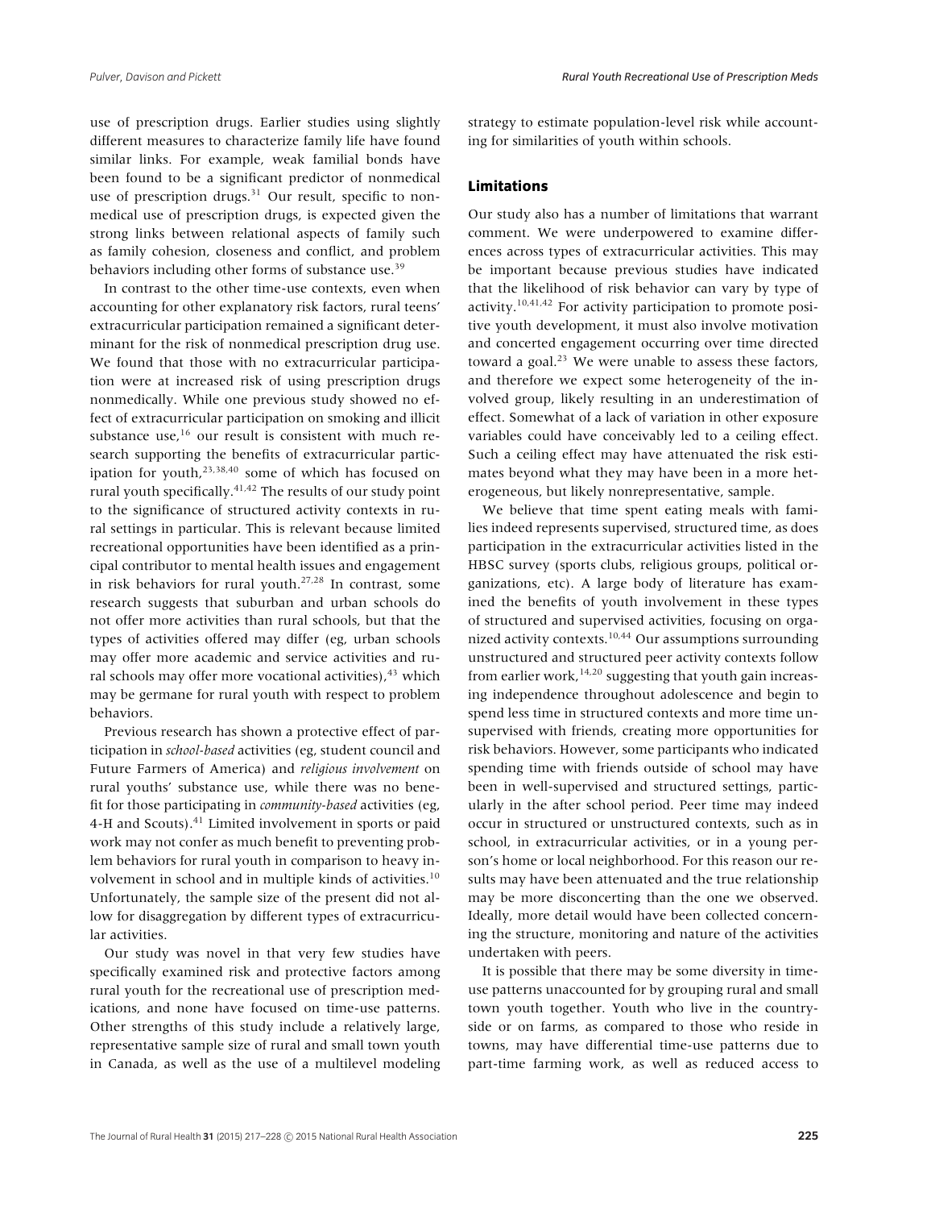use of prescription drugs. Earlier studies using slightly different measures to characterize family life have found similar links. For example, weak familial bonds have been found to be a significant predictor of nonmedical use of prescription drugs.[31] Our result, specific to nonmedical use of prescription drugs, is expected given the strong links between relational aspects of family such as family cohesion, closeness and conflict, and problem behaviors including other forms of substance use.[39]

In contrast to the other time-use contexts, even when accounting for other explanatory risk factors, rural teens' extracurricular participation remained a significant determinant for the risk of nonmedical prescription drug use. We found that those with no extracurricular participation were at increased risk of using prescription drugs nonmedically. While one previous study showed no effect of extracurricular participation on smoking and illicit substance use,[16] our result is consistent with much research supporting the benefits of extracurricular participation for youth,[23,38,40] some of which has focused on rural youth specifically.[41,42] The results of our study point to the significance of structured activity contexts in rural settings in particular. This is relevant because limited recreational opportunities have been identified as a principal contributor to mental health issues and engagement in risk behaviors for rural youth.[27,28] In contrast, some research suggests that suburban and urban schools do not offer more activities than rural schools, but that the types of activities offered may differ (eg, urban schools may offer more academic and service activities and rural schools may offer more vocational activities),[43] which may be germane for rural youth with respect to problem behaviors.

Previous research has shown a protective effect of participation in *school-based* activities (eg, student council and Future Farmers of America) and *religious involvement* on rural youths' substance use, while there was no benefit for those participating in *community-based* activities (eg, 4-H and Scouts).[41] Limited involvement in sports or paid work may not confer as much benefit to preventing problem behaviors for rural youth in comparison to heavy involvement in school and in multiple kinds of activities.[10] Unfortunately, the sample size of the present did not allow for disaggregation by different types of extracurricular activities.

Our study was novel in that very few studies have specifically examined risk and protective factors among rural youth for the recreational use of prescription medications, and none have focused on time-use patterns. Other strengths of this study include a relatively large, representative sample size of rural and small town youth in Canada, as well as the use of a multilevel modeling strategy to estimate population-level risk while accounting for similarities of youth within schools.

### Limitations

Our study also has a number of limitations that warrant comment. We were underpowered to examine differences across types of extracurricular activities. This may be important because previous studies have indicated that the likelihood of risk behavior can vary by type of activity.[10,41,42] For activity participation to promote positive youth development, it must also involve motivation and concerted engagement occurring over time directed toward a goal.[23] We were unable to assess these factors, and therefore we expect some heterogeneity of the involved group, likely resulting in an underestimation of effect. Somewhat of a lack of variation in other exposure variables could have conceivably led to a ceiling effect. Such a ceiling effect may have attenuated the risk estimates beyond what they may have been in a more heterogeneous, but likely nonrepresentative, sample.

We believe that time spent eating meals with families indeed represents supervised, structured time, as does participation in the extracurricular activities listed in the HBSC survey (sports clubs, religious groups, political organizations, etc). A large body of literature has examined the benefits of youth involvement in these types of structured and supervised activities, focusing on organized activity contexts.[10,44] Our assumptions surrounding unstructured and structured peer activity contexts follow from earlier work,[14,20] suggesting that youth gain increasing independence throughout adolescence and begin to spend less time in structured contexts and more time unsupervised with friends, creating more opportunities for risk behaviors. However, some participants who indicated spending time with friends outside of school may have been in well-supervised and structured settings, particularly in the after school period. Peer time may indeed occur in structured or unstructured contexts, such as in school, in extracurricular activities, or in a young person's home or local neighborhood. For this reason our results may have been attenuated and the true relationship may be more disconcerting than the one we observed. Ideally, more detail would have been collected concerning the structure, monitoring and nature of the activities undertaken with peers.

It is possible that there may be some diversity in time-use patterns unaccounted for by grouping rural and small town youth together. Youth who live in the countryside or on farms, as compared to those who reside in towns, may have differential time-use patterns due to part-time farming work, as well as reduced access to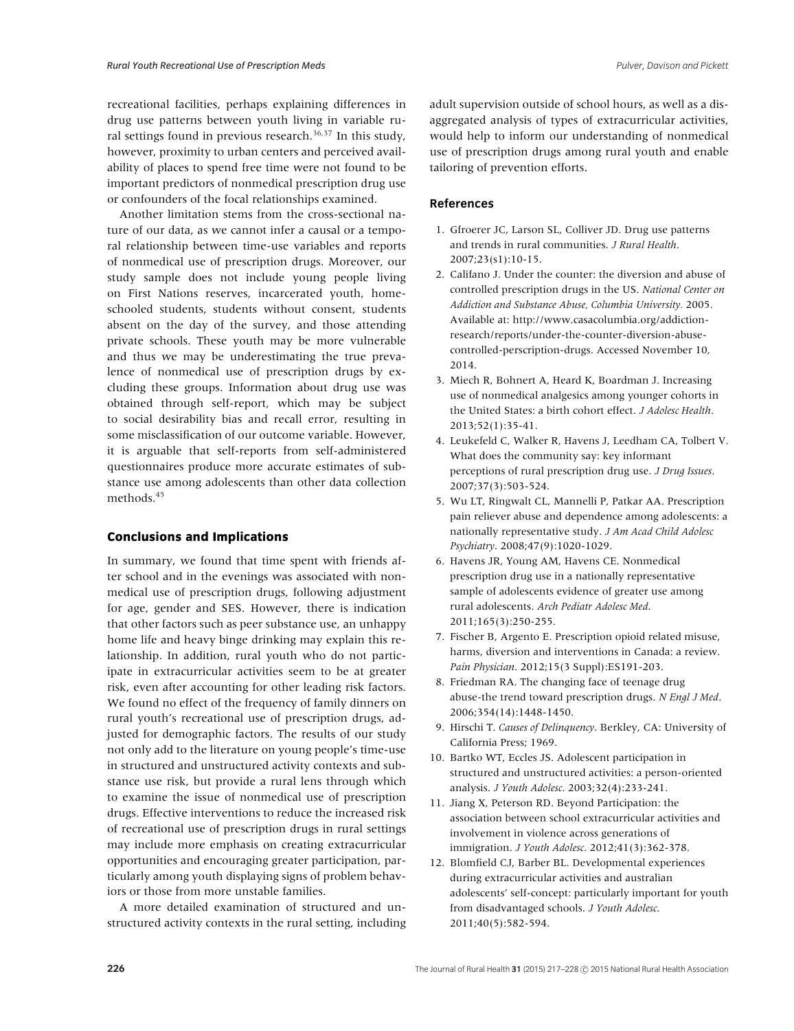recreational facilities, perhaps explaining differences in drug use patterns between youth living in variable rural settings found in previous research.[36,37] In this study, however, proximity to urban centers and perceived availability of places to spend free time were not found to be important predictors of nonmedical prescription drug use or confounders of the focal relationships examined.

Another limitation stems from the cross-sectional nature of our data, as we cannot infer a causal or a temporal relationship between time-use variables and reports of nonmedical use of prescription drugs. Moreover, our study sample does not include young people living on First Nations reserves, incarcerated youth, home-schooled students, students without consent, students absent on the day of the survey, and those attending private schools. These youth may be more vulnerable and thus we may be underestimating the true prevalence of nonmedical use of prescription drugs by excluding these groups. Information about drug use was obtained through self-report, which may be subject to social desirability bias and recall error, resulting in some misclassification of our outcome variable. However, it is arguable that self-reports from self-administered questionnaires produce more accurate estimates of substance use among adolescents than other data collection methods.[45]

## Conclusions and Implications

In summary, we found that time spent with friends after school and in the evenings was associated with nonmedical use of prescription drugs, following adjustment for age, gender and SES. However, there is indication that other factors such as peer substance use, an unhappy home life and heavy binge drinking may explain this relationship. In addition, rural youth who do not participate in extracurricular activities seem to be at greater risk, even after accounting for other leading risk factors. We found no effect of the frequency of family dinners on rural youth's recreational use of prescription drugs, adjusted for demographic factors. The results of our study not only add to the literature on young people's time-use in structured and unstructured activity contexts and substance use risk, but provide a rural lens through which to examine the issue of nonmedical use of prescription drugs. Effective interventions to reduce the increased risk of recreational use of prescription drugs in rural settings may include more emphasis on creating extracurricular opportunities and encouraging greater participation, particularly among youth displaying signs of problem behaviors or those from more unstable families.

A more detailed examination of structured and unstructured activity contexts in the rural setting, including adult supervision outside of school hours, as well as a disaggregated analysis of types of extracurricular activities, would help to inform our understanding of nonmedical use of prescription drugs among rural youth and enable tailoring of prevention efforts.

## References

1. Gfroerer JC, Larson SL, Colliver JD. Drug use patterns and trends in rural communities. *J Rural Health*. 2007;23(s1):10-15.
2. Califano J. Under the counter: the diversion and abuse of controlled prescription drugs in the US. *National Center on Addiction and Substance Abuse, Columbia University.* 2005. Available at: http://www.casacolumbia.org/addiction-research/reports/under-the-counter-diversion-abuse-controlled-perscription-drugs. Accessed November 10, 2014.
3. Miech R, Bohnert A, Heard K, Boardman J. Increasing use of nonmedical analgesics among younger cohorts in the United States: a birth cohort effect. *J Adolesc Health*. 2013;52(1):35-41.
4. Leukefeld C, Walker R, Havens J, Leedham CA, Tolbert V. What does the community say: key informant perceptions of rural prescription drug use. *J Drug Issues*. 2007;37(3):503-524.
5. Wu LT, Ringwalt CL, Mannelli P, Patkar AA. Prescription pain reliever abuse and dependence among adolescents: a nationally representative study. *J Am Acad Child Adolesc Psychiatry*. 2008;47(9):1020-1029.
6. Havens JR, Young AM, Havens CE. Nonmedical prescription drug use in a nationally representative sample of adolescents evidence of greater use among rural adolescents. *Arch Pediatr Adolesc Med*. 2011;165(3):250-255.
7. Fischer B, Argento E. Prescription opioid related misuse, harms, diversion and interventions in Canada: a review. *Pain Physician*. 2012;15(3 Suppl):ES191-203.
8. Friedman RA. The changing face of teenage drug abuse-the trend toward prescription drugs. *N Engl J Med*. 2006;354(14):1448-1450.
9. Hirschi T. *Causes of Delinquency*. Berkley, CA: University of California Press; 1969.
10. Bartko WT, Eccles JS. Adolescent participation in structured and unstructured activities: a person-oriented analysis. *J Youth Adolesc.* 2003;32(4):233-241.
11. Jiang X, Peterson RD. Beyond Participation: the association between school extracurricular activities and involvement in violence across generations of immigration. *J Youth Adolesc*. 2012;41(3):362-378.
12. Blomfield CJ, Barber BL. Developmental experiences during extracurricular activities and australian adolescents' self-concept: particularly important for youth from disadvantaged schools. *J Youth Adolesc*. 2011;40(5):582-594.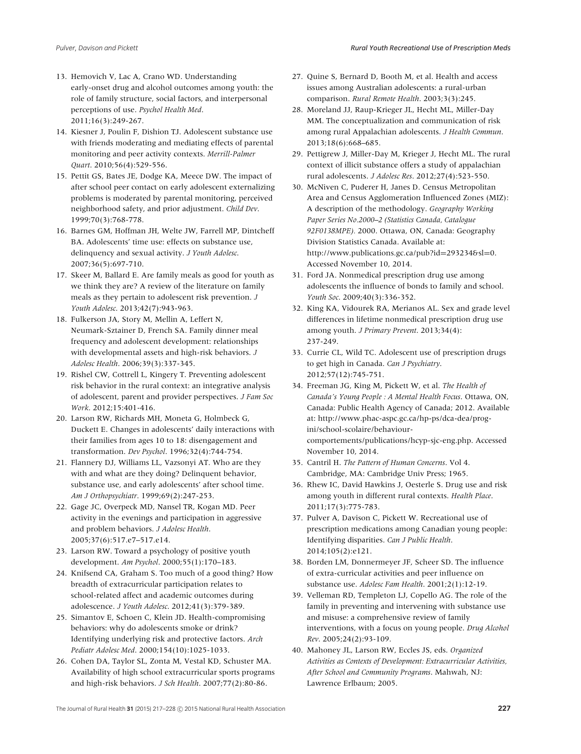13. Hemovich V, Lac A, Crano WD. Understanding early-onset drug and alcohol outcomes among youth: the role of family structure, social factors, and interpersonal perceptions of use. *Psychol Health Med*. 2011;16(3):249-267.
14. Kiesner J, Poulin F, Dishion TJ. Adolescent substance use with friends moderating and mediating effects of parental monitoring and peer activity contexts. *Merrill-Palmer Quart*. 2010;56(4):529-556.
15. Pettit GS, Bates JE, Dodge KA, Meece DW. The impact of after school peer contact on early adolescent externalizing problems is moderated by parental monitoring, perceived neighborhood safety, and prior adjustment. *Child Dev*. 1999;70(3):768-778.
16. Barnes GM, Hoffman JH, Welte JW, Farrell MP, Dintcheff BA. Adolescents' time use: effects on substance use, delinquency and sexual activity. *J Youth Adolesc*. 2007;36(5):697-710.
17. Skeer M, Ballard E. Are family meals as good for youth as we think they are? A review of the literature on family meals as they pertain to adolescent risk prevention. *J Youth Adolesc*. 2013;42(7):943-963.
18. Fulkerson JA, Story M, Mellin A, Leffert N, Neumark-Sztainer D, French SA. Family dinner meal frequency and adolescent development: relationships with developmental assets and high-risk behaviors. *J Adolesc Health*. 2006;39(3):337-345.
19. Rishel CW, Cottrell L, Kingery T. Preventing adolescent risk behavior in the rural context: an integrative analysis of adolescent, parent and provider perspectives. *J Fam Soc Work*. 2012;15:401-416.
20. Larson RW, Richards MH, Moneta G, Holmbeck G, Duckett E. Changes in adolescents' daily interactions with their families from ages 10 to 18: disengagement and transformation. *Dev Psychol*. 1996;32(4):744-754.
21. Flannery DJ, Williams LL, Vazsonyi AT. Who are they with and what are they doing? Delinquent behavior, substance use, and early adolescents' after school time. *Am J Orthopsychiatr*. 1999;69(2):247-253.
22. Gage JC, Overpeck MD, Nansel TR, Kogan MD. Peer activity in the evenings and participation in aggressive and problem behaviors. *J Adolesc Health*. 2005;37(6):517.e7–517.e14.
23. Larson RW. Toward a psychology of positive youth development. *Am Psychol*. 2000;55(1):170–183.
24. Knifsend CA, Graham S. Too much of a good thing? How breadth of extracurricular participation relates to school-related affect and academic outcomes during adolescence. *J Youth Adolesc*. 2012;41(3):379-389.
25. Simantov E, Schoen C, Klein JD. Health-compromising behaviors: why do adolescents smoke or drink? Identifying underlying risk and protective factors. *Arch Pediatr Adolesc Med*. 2000;154(10):1025-1033.
26. Cohen DA, Taylor SL, Zonta M, Vestal KD, Schuster MA. Availability of high school extracurricular sports programs and high-risk behaviors. *J Sch Health*. 2007;77(2):80-86.
27. Quine S, Bernard D, Booth M, et al. Health and access issues among Australian adolescents: a rural-urban comparison. *Rural Remote Health*. 2003;3(3):245.
28. Moreland JJ, Raup-Krieger JL, Hecht ML, Miller-Day MM. The conceptualization and communication of risk among rural Appalachian adolescents. *J Health Commun*. 2013;18(6):668–685.
29. Pettigrew J, Miller-Day M, Krieger J, Hecht ML. The rural context of illicit substance offers a study of appalachian rural adolescents. *J Adolesc Res*. 2012;27(4):523-550.
30. McNiven C, Puderer H, Janes D. Census Metropolitan Area and Census Agglomeration Influenced Zones (MIZ): A description of the methodology. *Geography Working Paper Series No.2000–2 (Statistics Canada, Catalogue 92F0138MPE)*. 2000. Ottawa, ON, Canada: Geography Division Statistics Canada. Available at: http://www.publications.gc.ca/pub?id=293234&sl=0. Accessed November 10, 2014.
31. Ford JA. Nonmedical prescription drug use among adolescents the influence of bonds to family and school. *Youth Soc*. 2009;40(3):336-352.
32. King KA, Vidourek RA, Merianos AL. Sex and grade level differences in lifetime nonmedical prescription drug use among youth. *J Primary Prevent*. 2013;34(4): 237-249.
33. Currie CL, Wild TC. Adolescent use of prescription drugs to get high in Canada. *Can J Psychiatry*. 2012;57(12):745-751.
34. Freeman JG, King M, Pickett W, et al. *The Health of Canada's Young People : A Mental Health Focus*. Ottawa, ON, Canada: Public Health Agency of Canada; 2012. Available at: http://www.phac-aspc.gc.ca/hp-ps/dca-dea/prog-ini/school-scolaire/behaviour-comportements/publications/hcyp-sjc-eng.php. Accessed November 10, 2014.
35. Cantril H. *The Pattern of Human Concerns*. Vol 4. Cambridge, MA: Cambridge Univ Press; 1965.
36. Rhew IC, David Hawkins J, Oesterle S. Drug use and risk among youth in different rural contexts. *Health Place*. 2011;17(3):775-783.
37. Pulver A, Davison C, Pickett W. Recreational use of prescription medications among Canadian young people: Identifying disparities. *Can J Public Health*. 2014;105(2):e121.
38. Borden LM, Donnermeyer JF, Scheer SD. The influence of extra-curricular activities and peer influence on substance use. *Adolesc Fam Health*. 2001;2(1):12-19.
39. Velleman RD, Templeton LJ, Copello AG. The role of the family in preventing and intervening with substance use and misuse: a comprehensive review of family interventions, with a focus on young people. *Drug Alcohol Rev*. 2005;24(2):93-109.
40. Mahoney JL, Larson RW, Eccles JS, eds. *Organized Activities as Contexts of Development: Extracurricular Activities, After School and Community Programs*. Mahwah, NJ: Lawrence Erlbaum; 2005.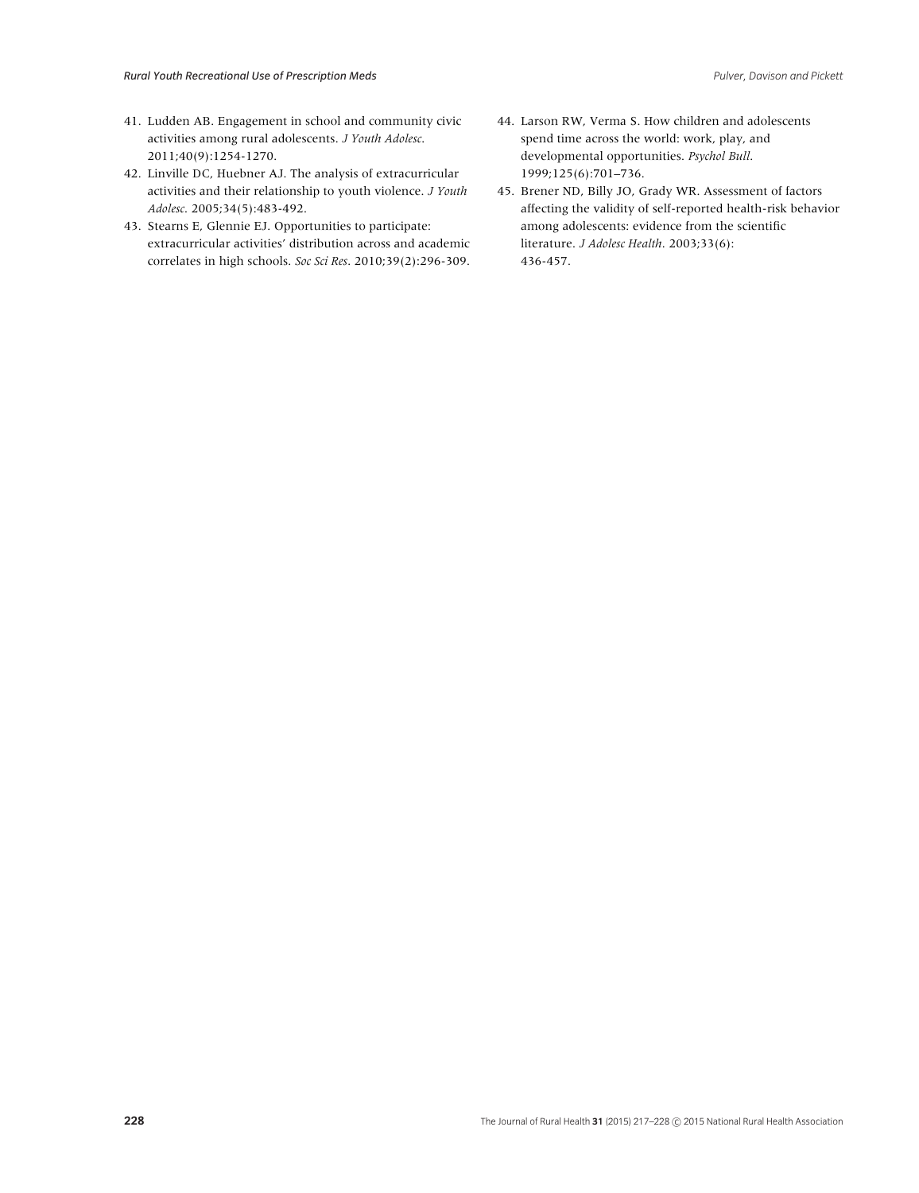41. Ludden AB. Engagement in school and community civic activities among rural adolescents. *J Youth Adolesc*. 2011;40(9):1254-1270.
42. Linville DC, Huebner AJ. The analysis of extracurricular activities and their relationship to youth violence. *J Youth Adolesc*. 2005;34(5):483-492.
43. Stearns E, Glennie EJ. Opportunities to participate: extracurricular activities' distribution across and academic correlates in high schools. *Soc Sci Res*. 2010;39(2):296-309.
44. Larson RW, Verma S. How children and adolescents spend time across the world: work, play, and developmental opportunities. *Psychol Bull*. 1999;125(6):701–736.
45. Brener ND, Billy JO, Grady WR. Assessment of factors affecting the validity of self-reported health-risk behavior among adolescents: evidence from the scientific literature. *J Adolesc Health*. 2003;33(6): 436-457.